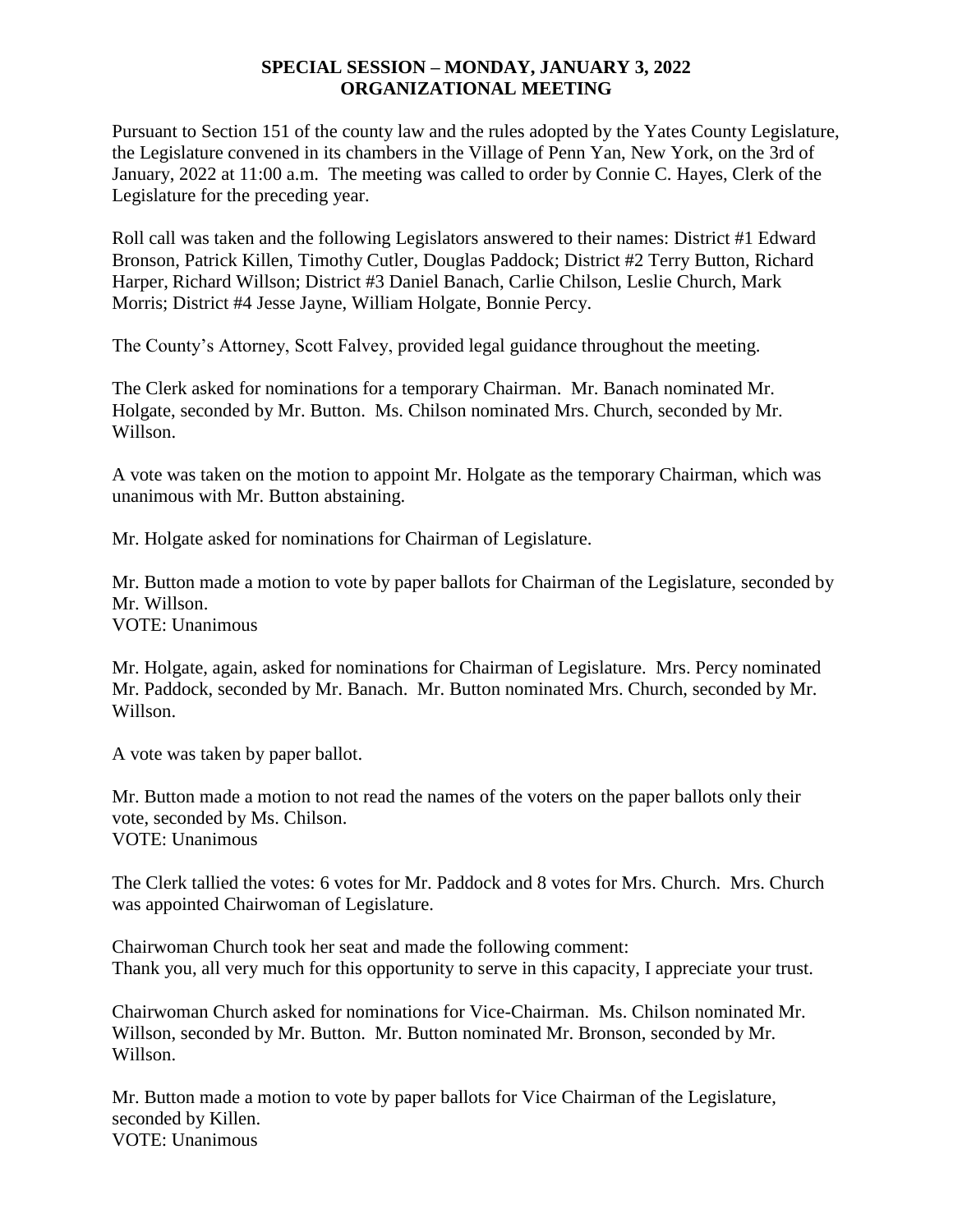**SPECIAL SESSION – MONDAY, JANUARY 3, 2022**
**ORGANIZATIONAL MEETING**

Pursuant to Section 151 of the county law and the rules adopted by the Yates County Legislature, the Legislature convened in its chambers in the Village of Penn Yan, New York, on the 3rd of January, 2022 at 11:00 a.m. The meeting was called to order by Connie C. Hayes, Clerk of the Legislature for the preceding year.

Roll call was taken and the following Legislators answered to their names: District #1 Edward Bronson, Patrick Killen, Timothy Cutler, Douglas Paddock; District #2 Terry Button, Richard Harper, Richard Willson; District #3 Daniel Banach, Carlie Chilson, Leslie Church, Mark Morris; District #4 Jesse Jayne, William Holgate, Bonnie Percy.

The County's Attorney, Scott Falvey, provided legal guidance throughout the meeting.

The Clerk asked for nominations for a temporary Chairman. Mr. Banach nominated Mr. Holgate, seconded by Mr. Button. Ms. Chilson nominated Mrs. Church, seconded by Mr. Willson.

A vote was taken on the motion to appoint Mr. Holgate as the temporary Chairman, which was unanimous with Mr. Button abstaining.

Mr. Holgate asked for nominations for Chairman of Legislature.

Mr. Button made a motion to vote by paper ballots for Chairman of the Legislature, seconded by Mr. Willson.
VOTE: Unanimous

Mr. Holgate, again, asked for nominations for Chairman of Legislature. Mrs. Percy nominated Mr. Paddock, seconded by Mr. Banach. Mr. Button nominated Mrs. Church, seconded by Mr. Willson.

A vote was taken by paper ballot.

Mr. Button made a motion to not read the names of the voters on the paper ballots only their vote, seconded by Ms. Chilson.
VOTE: Unanimous

The Clerk tallied the votes: 6 votes for Mr. Paddock and 8 votes for Mrs. Church. Mrs. Church was appointed Chairwoman of Legislature.

Chairwoman Church took her seat and made the following comment:
Thank you, all very much for this opportunity to serve in this capacity, I appreciate your trust.

Chairwoman Church asked for nominations for Vice-Chairman. Ms. Chilson nominated Mr. Willson, seconded by Mr. Button. Mr. Button nominated Mr. Bronson, seconded by Mr. Willson.

Mr. Button made a motion to vote by paper ballots for Vice Chairman of the Legislature, seconded by Killen.
VOTE: Unanimous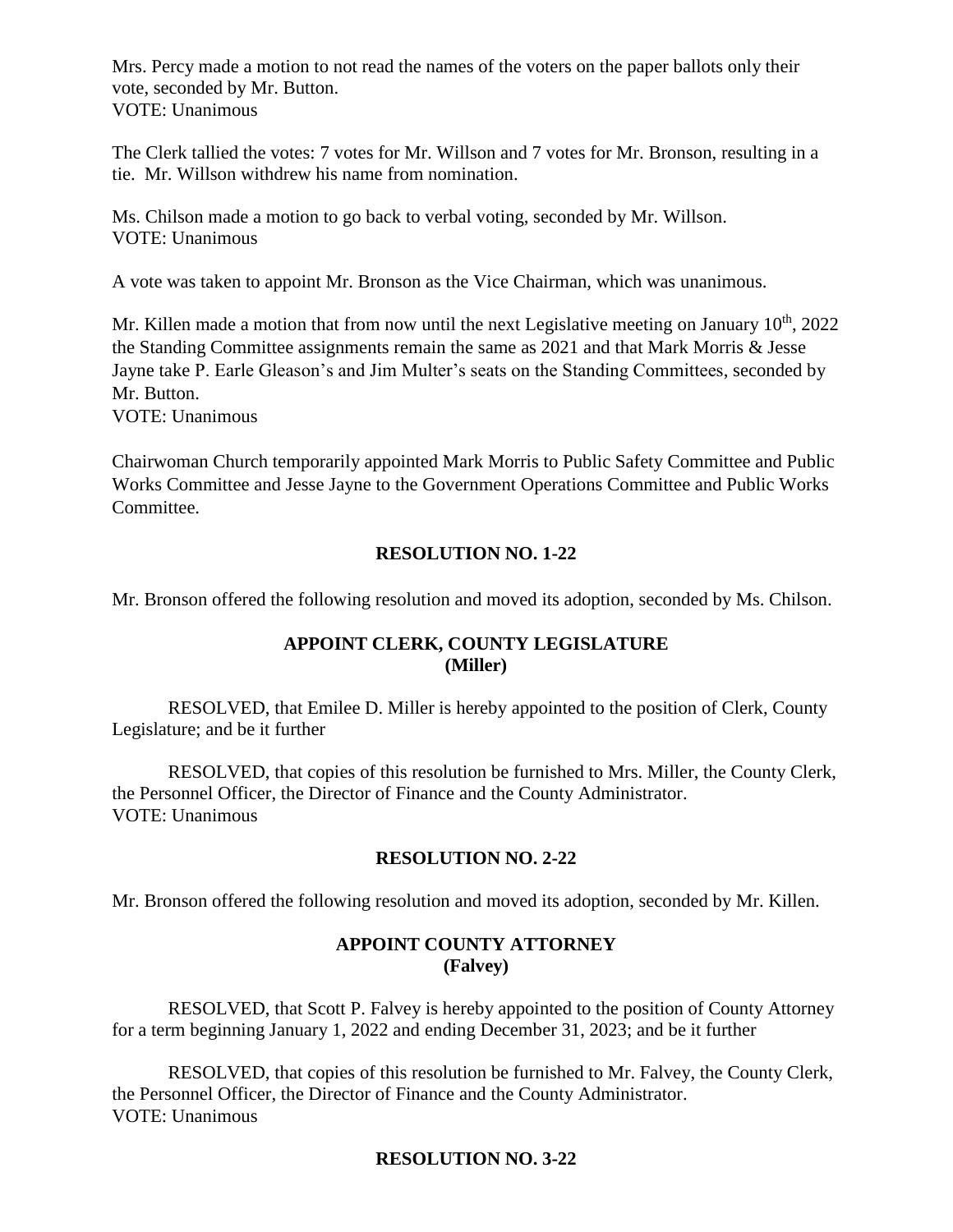Mrs. Percy made a motion to not read the names of the voters on the paper ballots only their vote, seconded by Mr. Button.
VOTE: Unanimous

The Clerk tallied the votes: 7 votes for Mr. Willson and 7 votes for Mr. Bronson, resulting in a tie. Mr. Willson withdrew his name from nomination.

Ms. Chilson made a motion to go back to verbal voting, seconded by Mr. Willson.
VOTE: Unanimous

A vote was taken to appoint Mr. Bronson as the Vice Chairman, which was unanimous.

Mr. Killen made a motion that from now until the next Legislative meeting on January 10th, 2022 the Standing Committee assignments remain the same as 2021 and that Mark Morris & Jesse Jayne take P. Earle Gleason's and Jim Multer's seats on the Standing Committees, seconded by Mr. Button.
VOTE: Unanimous

Chairwoman Church temporarily appointed Mark Morris to Public Safety Committee and Public Works Committee and Jesse Jayne to the Government Operations Committee and Public Works Committee.

**RESOLUTION NO. 1-22**

Mr. Bronson offered the following resolution and moved its adoption, seconded by Ms. Chilson.

**APPOINT CLERK, COUNTY LEGISLATURE**
**(Miller)**

RESOLVED, that Emilee D. Miller is hereby appointed to the position of Clerk, County Legislature; and be it further

RESOLVED, that copies of this resolution be furnished to Mrs. Miller, the County Clerk, the Personnel Officer, the Director of Finance and the County Administrator.
VOTE: Unanimous

**RESOLUTION NO. 2-22**

Mr. Bronson offered the following resolution and moved its adoption, seconded by Mr. Killen.

**APPOINT COUNTY ATTORNEY**
**(Falvey)**

RESOLVED, that Scott P. Falvey is hereby appointed to the position of County Attorney for a term beginning January 1, 2022 and ending December 31, 2023; and be it further

RESOLVED, that copies of this resolution be furnished to Mr. Falvey, the County Clerk, the Personnel Officer, the Director of Finance and the County Administrator.
VOTE: Unanimous

**RESOLUTION NO. 3-22**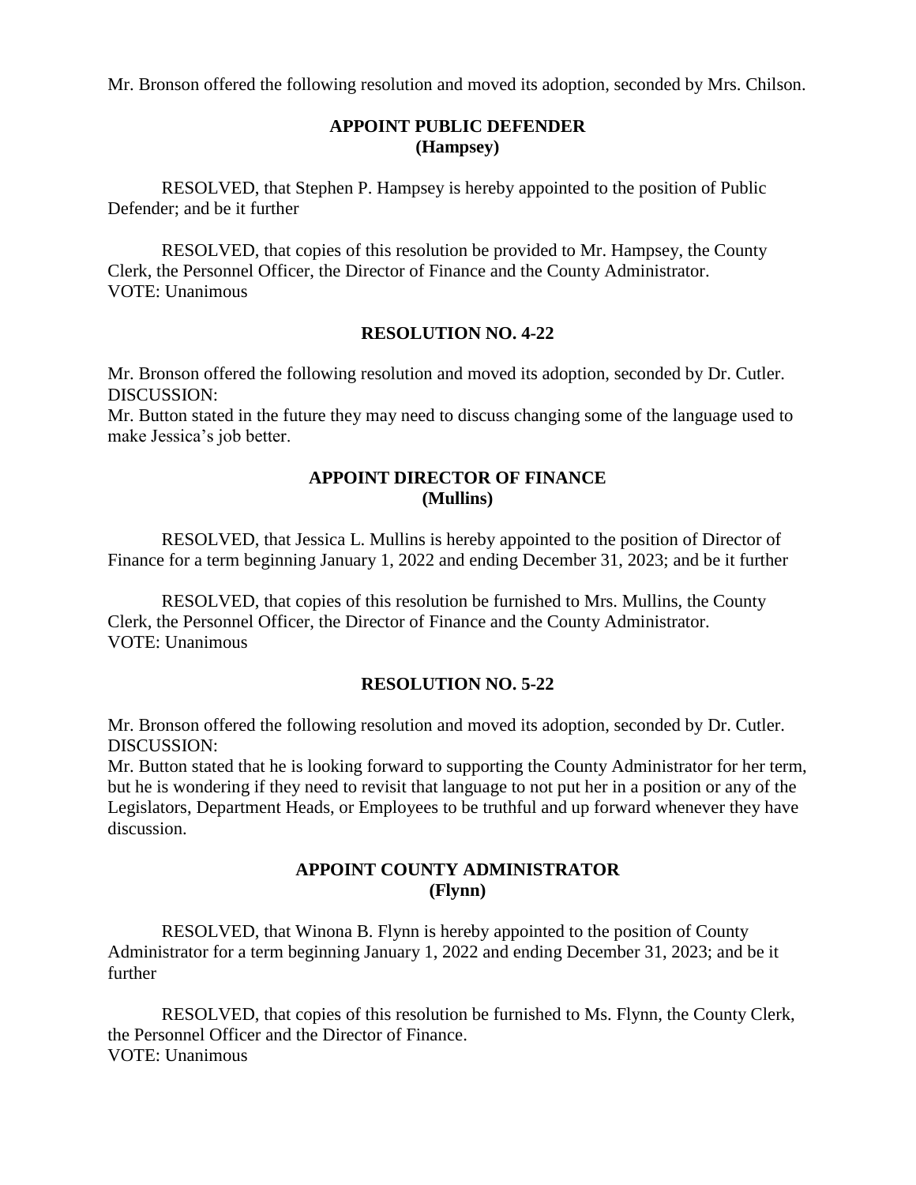Mr. Bronson offered the following resolution and moved its adoption, seconded by Mrs. Chilson.

**APPOINT PUBLIC DEFENDER**
**(Hampsey)**

RESOLVED, that Stephen P. Hampsey is hereby appointed to the position of Public Defender; and be it further

RESOLVED, that copies of this resolution be provided to Mr. Hampsey, the County Clerk, the Personnel Officer, the Director of Finance and the County Administrator.
VOTE: Unanimous

**RESOLUTION NO. 4-22**

Mr. Bronson offered the following resolution and moved its adoption, seconded by Dr. Cutler.
DISCUSSION:
Mr. Button stated in the future they may need to discuss changing some of the language used to make Jessica's job better.

**APPOINT DIRECTOR OF FINANCE**
**(Mullins)**

RESOLVED, that Jessica L. Mullins is hereby appointed to the position of Director of Finance for a term beginning January 1, 2022 and ending December 31, 2023; and be it further

RESOLVED, that copies of this resolution be furnished to Mrs. Mullins, the County Clerk, the Personnel Officer, the Director of Finance and the County Administrator.
VOTE: Unanimous

**RESOLUTION NO. 5-22**

Mr. Bronson offered the following resolution and moved its adoption, seconded by Dr. Cutler.
DISCUSSION:
Mr. Button stated that he is looking forward to supporting the County Administrator for her term, but he is wondering if they need to revisit that language to not put her in a position or any of the Legislators, Department Heads, or Employees to be truthful and up forward whenever they have discussion.

**APPOINT COUNTY ADMINISTRATOR**
**(Flynn)**

RESOLVED, that Winona B. Flynn is hereby appointed to the position of County Administrator for a term beginning January 1, 2022 and ending December 31, 2023; and be it further

RESOLVED, that copies of this resolution be furnished to Ms. Flynn, the County Clerk, the Personnel Officer and the Director of Finance.
VOTE: Unanimous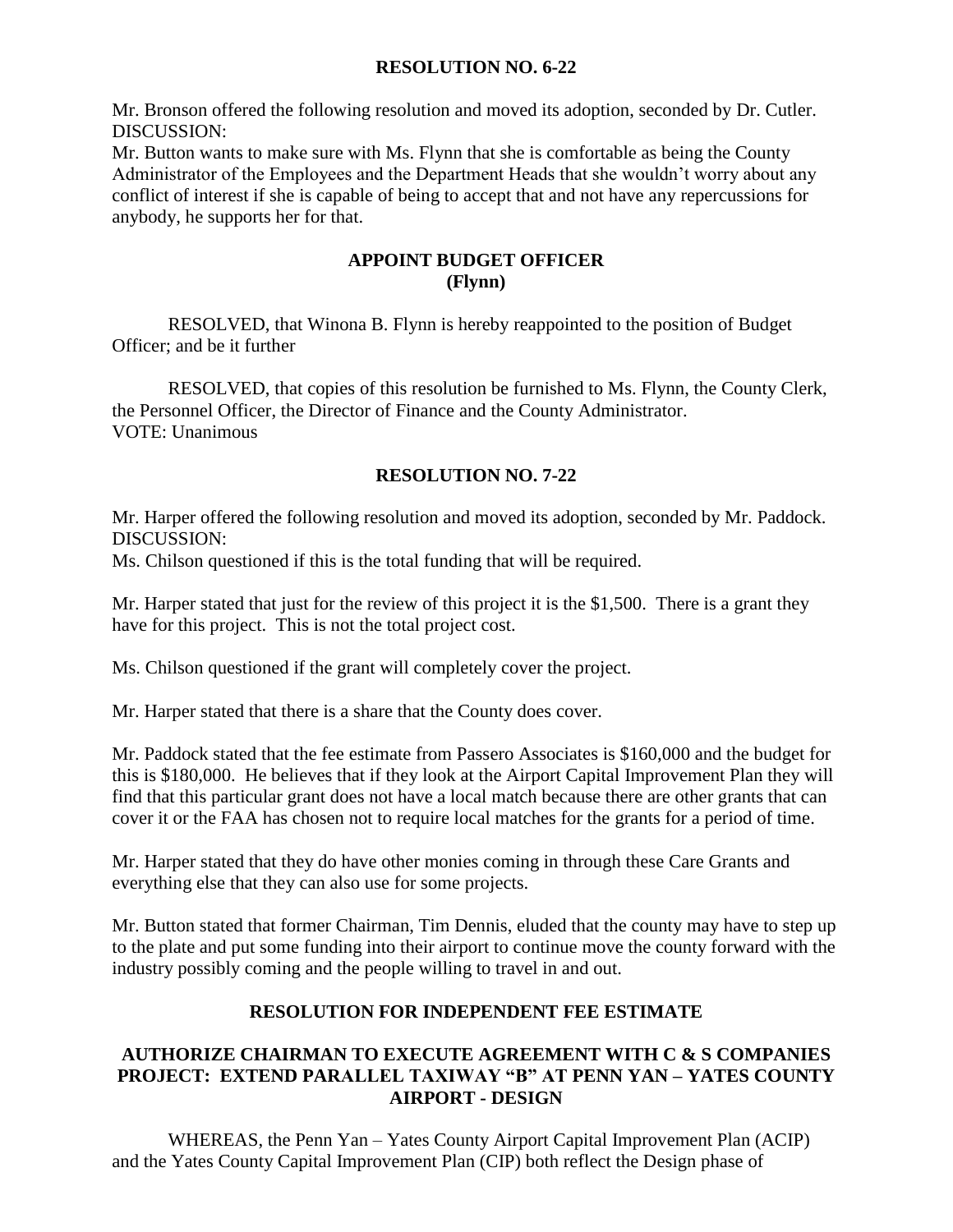**RESOLUTION NO. 6-22**

Mr. Bronson offered the following resolution and moved its adoption, seconded by Dr. Cutler.
DISCUSSION:
Mr. Button wants to make sure with Ms. Flynn that she is comfortable as being the County Administrator of the Employees and the Department Heads that she wouldn't worry about any conflict of interest if she is capable of being to accept that and not have any repercussions for anybody, he supports her for that.

**APPOINT BUDGET OFFICER**
**(Flynn)**

RESOLVED, that Winona B. Flynn is hereby reappointed to the position of Budget Officer; and be it further

RESOLVED, that copies of this resolution be furnished to Ms. Flynn, the County Clerk, the Personnel Officer, the Director of Finance and the County Administrator.
VOTE: Unanimous

**RESOLUTION NO. 7-22**

Mr. Harper offered the following resolution and moved its adoption, seconded by Mr. Paddock.
DISCUSSION:
Ms. Chilson questioned if this is the total funding that will be required.

Mr. Harper stated that just for the review of this project it is the $1,500. There is a grant they have for this project. This is not the total project cost.

Ms. Chilson questioned if the grant will completely cover the project.

Mr. Harper stated that there is a share that the County does cover.

Mr. Paddock stated that the fee estimate from Passero Associates is $160,000 and the budget for this is $180,000. He believes that if they look at the Airport Capital Improvement Plan they will find that this particular grant does not have a local match because there are other grants that can cover it or the FAA has chosen not to require local matches for the grants for a period of time.

Mr. Harper stated that they do have other monies coming in through these Care Grants and everything else that they can also use for some projects.

Mr. Button stated that former Chairman, Tim Dennis, eluded that the county may have to step up to the plate and put some funding into their airport to continue move the county forward with the industry possibly coming and the people willing to travel in and out.

**RESOLUTION FOR INDEPENDENT FEE ESTIMATE**

**AUTHORIZE CHAIRMAN TO EXECUTE AGREEMENT WITH C & S COMPANIES PROJECT: EXTEND PARALLEL TAXIWAY "B" AT PENN YAN – YATES COUNTY AIRPORT - DESIGN**

WHEREAS, the Penn Yan – Yates County Airport Capital Improvement Plan (ACIP) and the Yates County Capital Improvement Plan (CIP) both reflect the Design phase of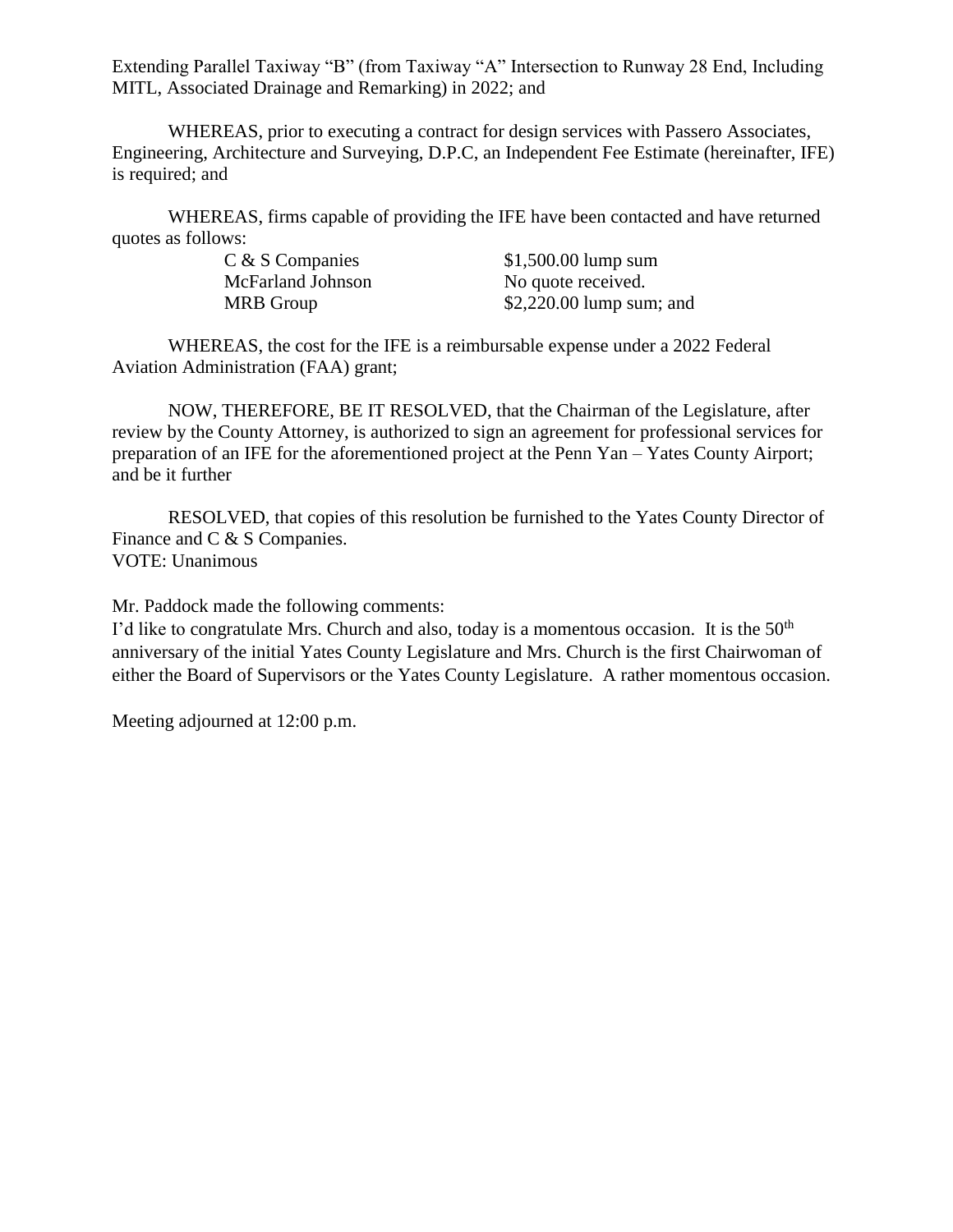Extending Parallel Taxiway "B" (from Taxiway "A" Intersection to Runway 28 End, Including MITL, Associated Drainage and Remarking) in 2022; and

WHEREAS, prior to executing a contract for design services with Passero Associates, Engineering, Architecture and Surveying, D.P.C, an Independent Fee Estimate (hereinafter, IFE) is required; and

WHEREAS, firms capable of providing the IFE have been contacted and have returned quotes as follows:

| | |
|---|---|
| C & S Companies | $1,500.00 lump sum |
| McFarland Johnson | No quote received. |
| MRB Group | $2,220.00 lump sum; and |

WHEREAS, the cost for the IFE is a reimbursable expense under a 2022 Federal Aviation Administration (FAA) grant;

NOW, THEREFORE, BE IT RESOLVED, that the Chairman of the Legislature, after review by the County Attorney, is authorized to sign an agreement for professional services for preparation of an IFE for the aforementioned project at the Penn Yan – Yates County Airport; and be it further

RESOLVED, that copies of this resolution be furnished to the Yates County Director of Finance and C & S Companies.
VOTE: Unanimous

Mr. Paddock made the following comments:
I'd like to congratulate Mrs. Church and also, today is a momentous occasion. It is the 50th anniversary of the initial Yates County Legislature and Mrs. Church is the first Chairwoman of either the Board of Supervisors or the Yates County Legislature. A rather momentous occasion.

Meeting adjourned at 12:00 p.m.